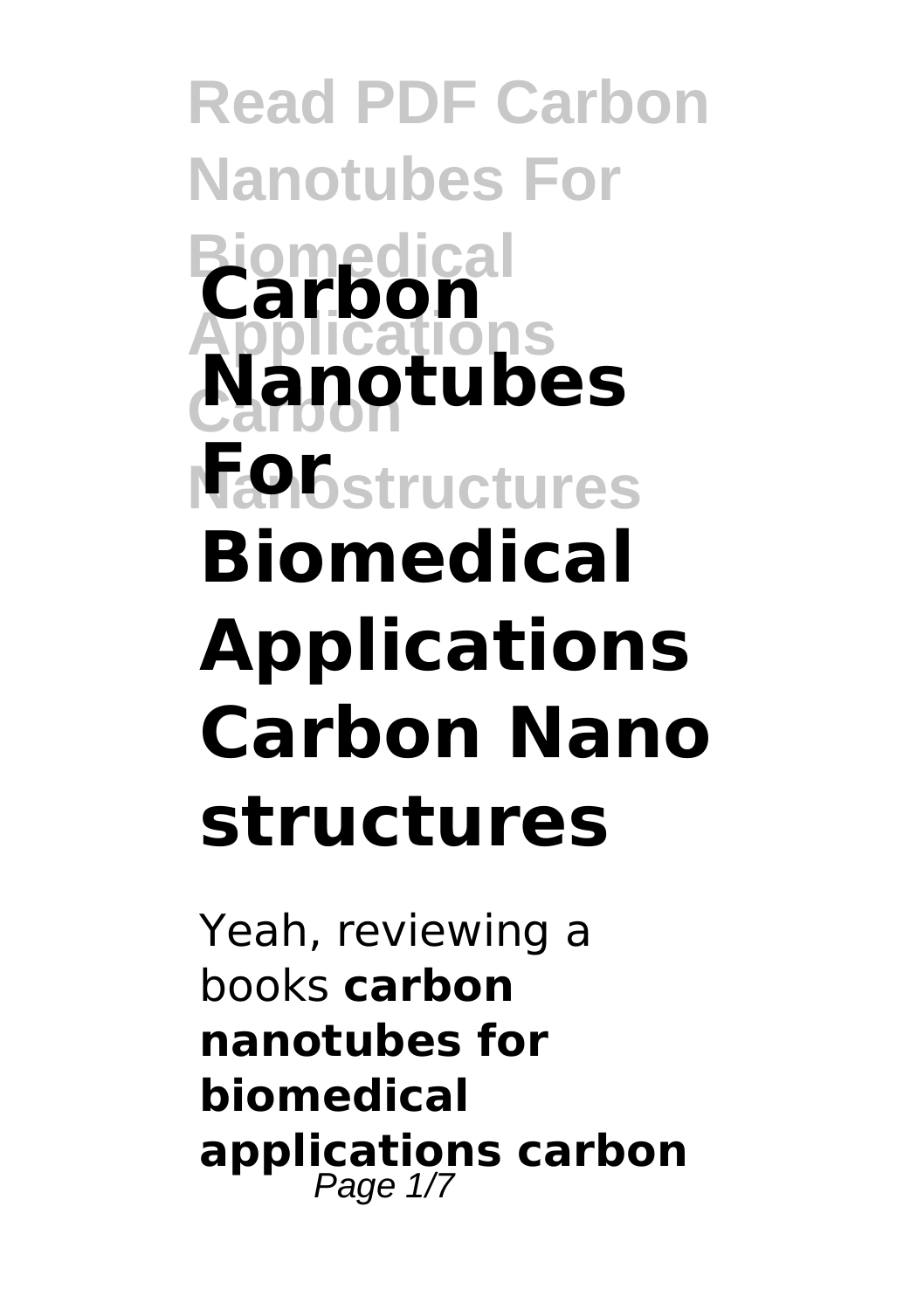# Carbon Nanotubes For Biomedical Applications Carbon Nanostructures

Yeah, reviewing a books **carbon nanotubes for biomedical applications carbon**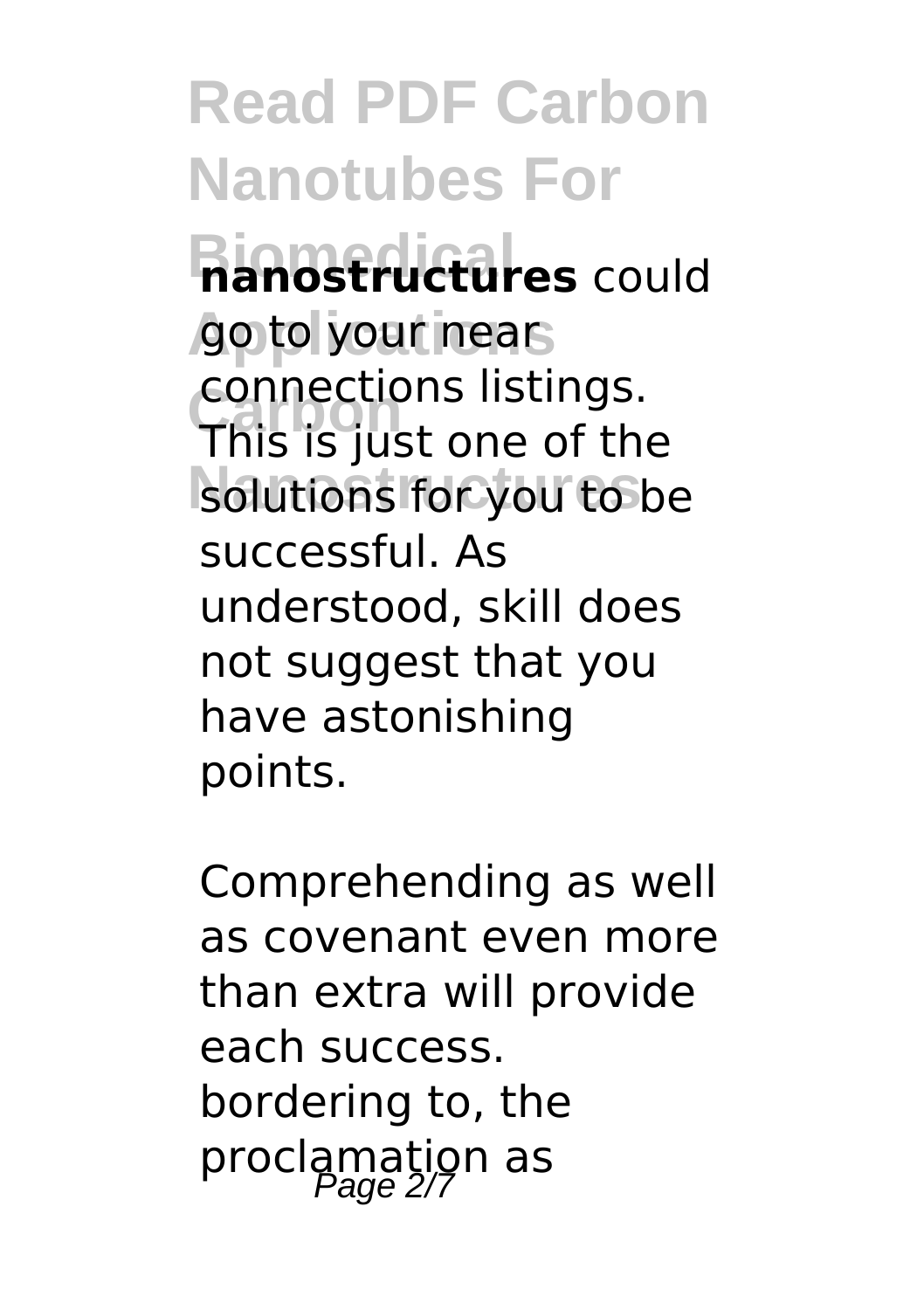**nanostructures** could go to your near connections listings. This is just one of the solutions for you to be successful. As understood, skill does not suggest that you have astonishing points.

Comprehending as well as covenant even more than extra will provide each success. bordering to, the proclamation as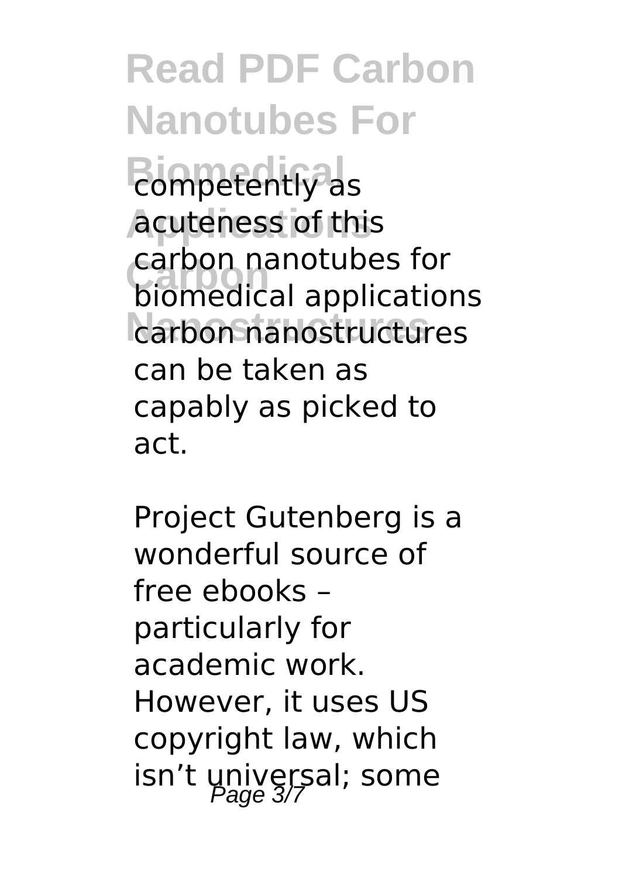competently as acuteness of this carbon nanotubes for biomedical applications carbon nanostructures can be taken as capably as picked to act.

Project Gutenberg is a wonderful source of free ebooks – particularly for academic work. However, it uses US copyright law, which isn't universal; some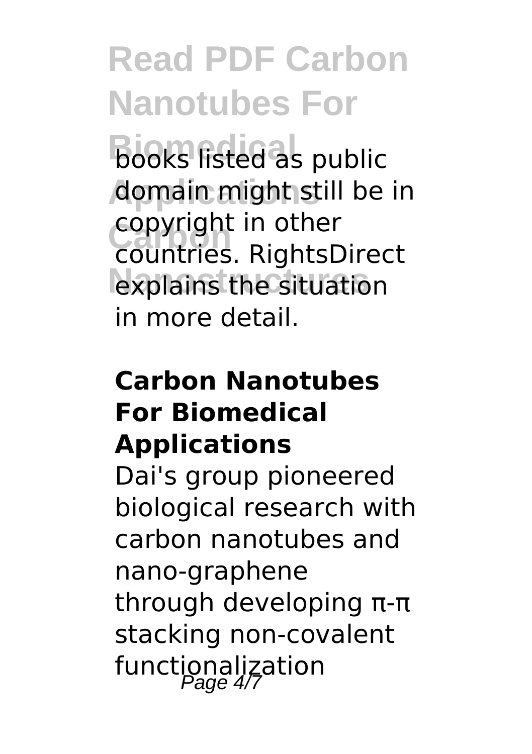books listed as public domain might still be in copyright in other countries. RightsDirect explains the situation in more detail.

## Carbon Nanotubes For Biomedical Applications

Dai's group pioneered biological research with carbon nanotubes and nano-graphene through developing π-π stacking non-covalent functionalization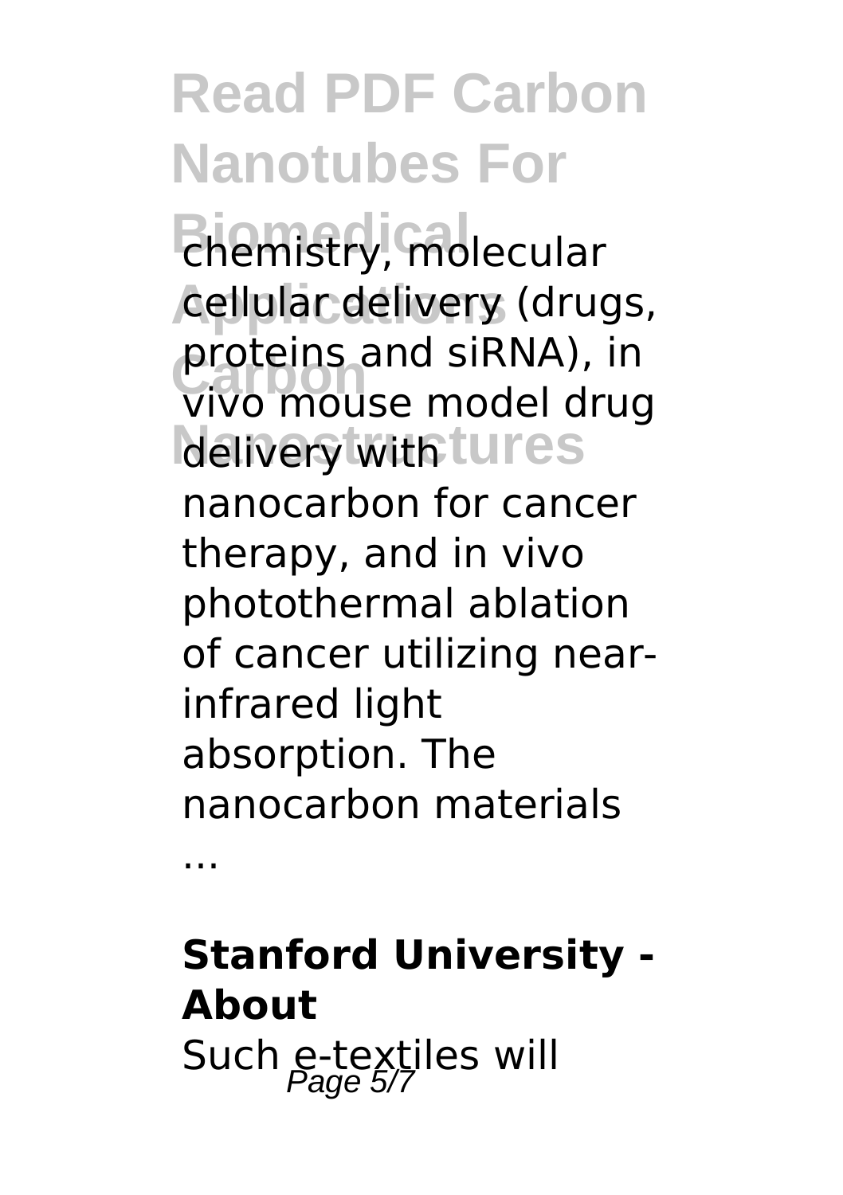chemistry, molecular cellular delivery (drugs, proteins and siRNA), in vivo mouse model drug delivery with nanocarbon for cancer therapy, and in vivo photothermal ablation of cancer utilizing near-infrared light absorption. The nanocarbon materials ...

**Stanford University - About**

Such e-textiles will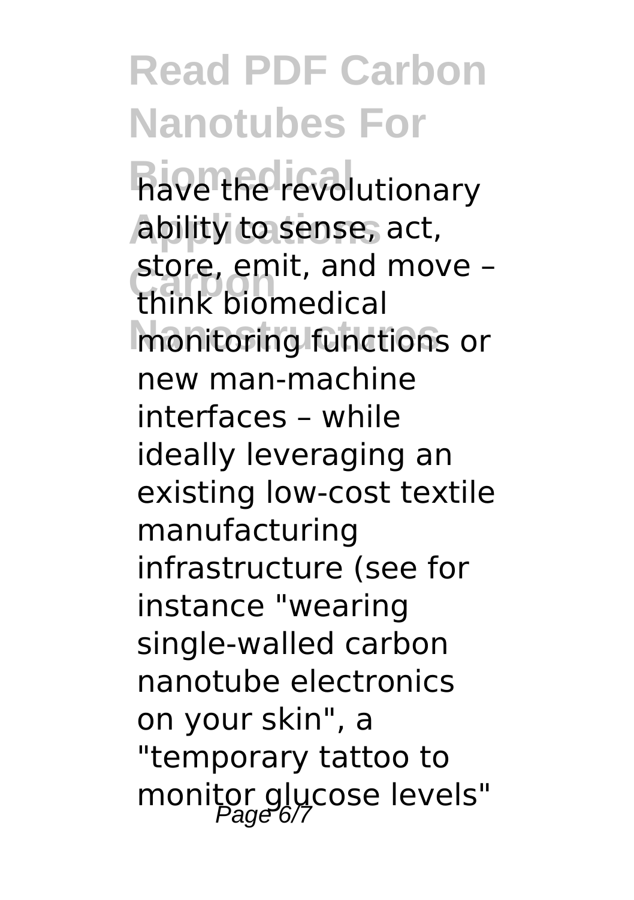have the revolutionary ability to sense, act, store, emit, and move – think biomedical monitoring functions or new man-machine interfaces – while ideally leveraging an existing low-cost textile manufacturing infrastructure (see for instance "wearing single-walled carbon nanotube electronics on your skin", a "temporary tattoo to monitor glucose levels"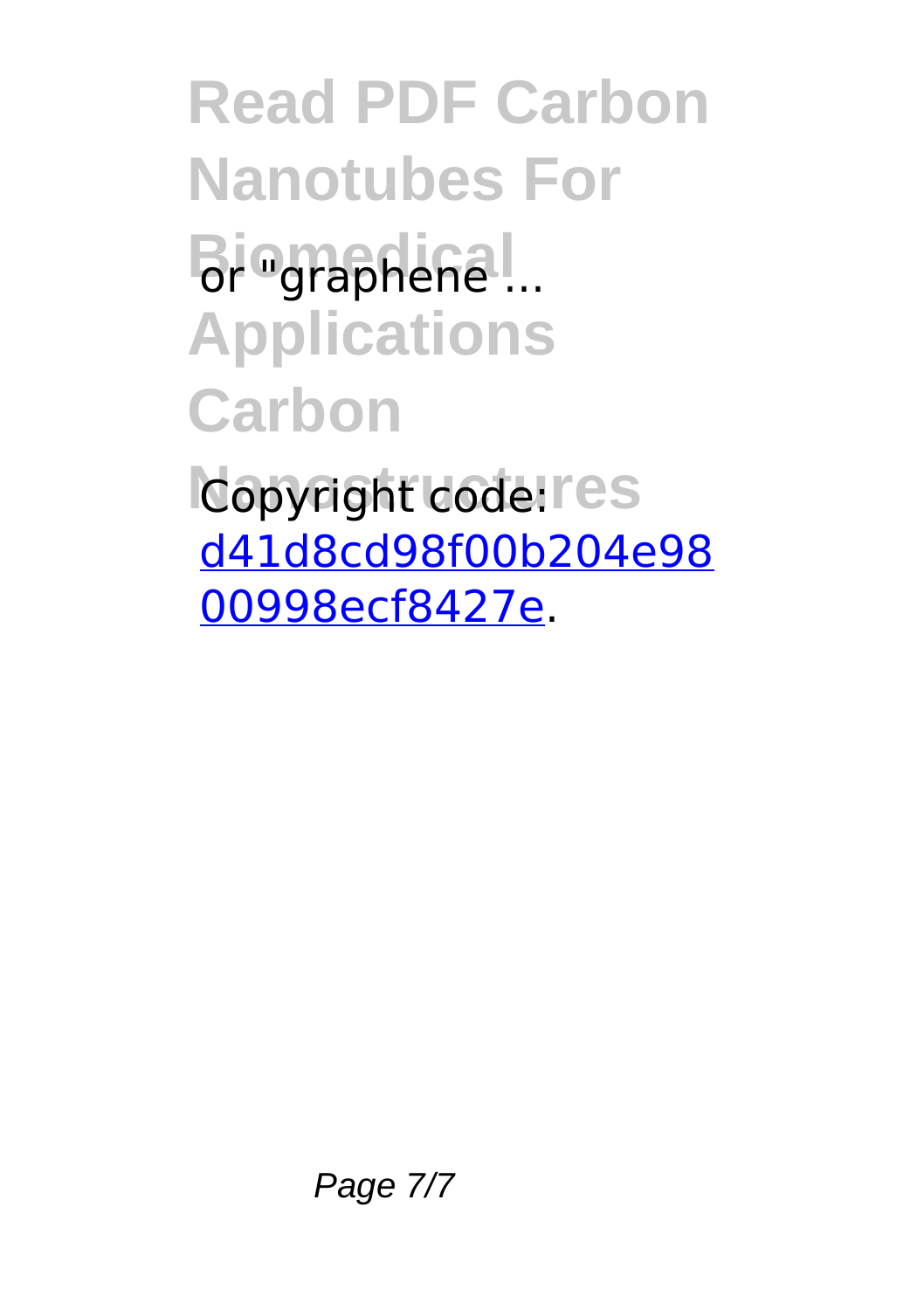or "graphene ...

Copyright code: d41d8cd98f00b204e9800998ecf8427e.